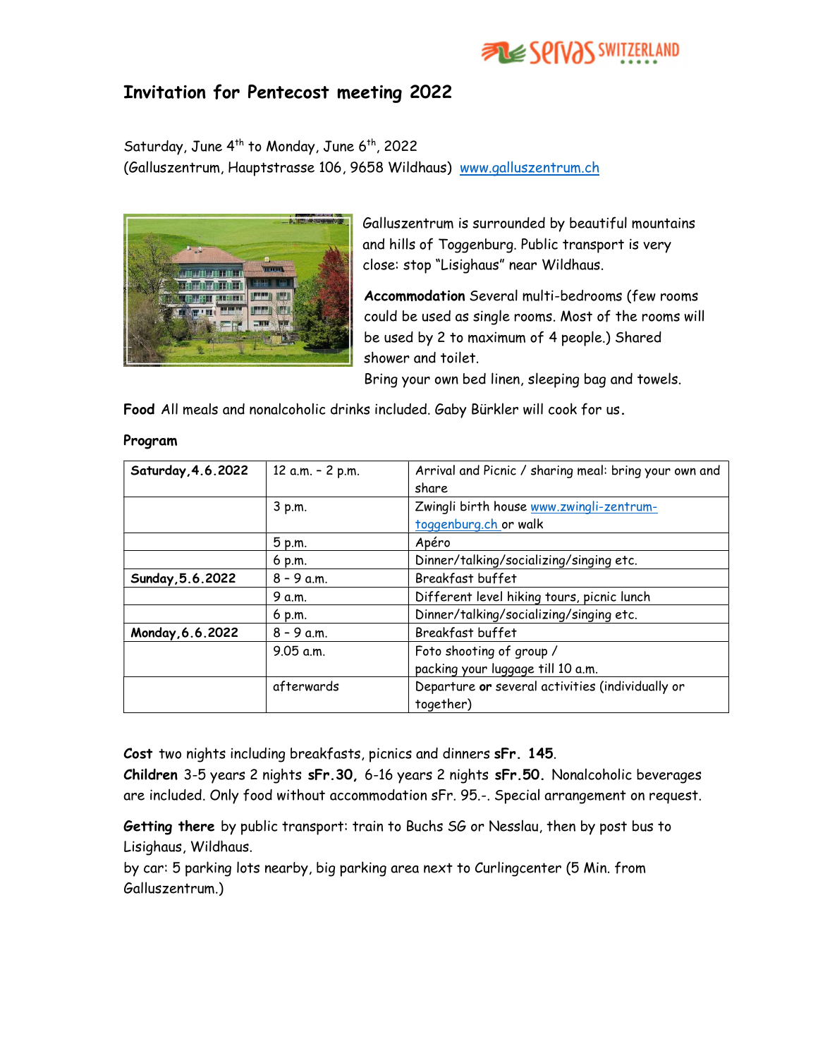# Invitation for Pentecost meeting 2022

Saturday, June 4th to Monday, June 6th, 2022
(Galluszentrum, Hauptstrasse 106, 9658 Wildhaus) www.galluszentrum.ch

Galluszentrum is surrounded by beautiful mountains and hills of Toggenburg. Public transport is very close: stop "Lisighaus" near Wildhaus.

**Accommodation** Several multi-bedrooms (few rooms could be used as single rooms. Most of the rooms will be used by 2 to maximum of 4 people.) Shared shower and toilet.
Bring your own bed linen, sleeping bag and towels.

**Food** All meals and nonalcoholic drinks included. Gaby Bürkler will cook for us.

**Program**

| | | |
|---|---|---|
| **Saturday, 4.6.2022** | 12 a.m. – 2 p.m. | Arrival and Picnic / sharing meal: bring your own and share |
| | 3 p.m. | Zwingli birth house www.zwingli-zentrum-toggenburg.ch or walk |
| | 5 p.m. | Apéro |
| | 6 p.m. | Dinner/talking/socializing/singing etc. |
| **Sunday, 5.6.2022** | 8 – 9 a.m. | Breakfast buffet |
| | 9 a.m. | Different level hiking tours, picnic lunch |
| | 6 p.m. | Dinner/talking/socializing/singing etc. |
| **Monday, 6.6.2022** | 8 – 9 a.m. | Breakfast buffet |
| | 9.05 a.m. | Foto shooting of group / packing your luggage till 10 a.m. |
| | afterwards | Departure **or** several activities (individually or together) |

**Cost** two nights including breakfasts, picnics and dinners **sFr. 145**.
**Children** 3-5 years 2 nights **sFr.30,** 6-16 years 2 nights **sFr.50.** Nonalcoholic beverages are included. Only food without accommodation sFr. 95.-. Special arrangement on request.

**Getting there** by public transport: train to Buchs SG or Nesslau, then by post bus to Lisighaus, Wildhaus.
by car: 5 parking lots nearby, big parking area next to Curlingcenter (5 Min. from Galluszentrum.)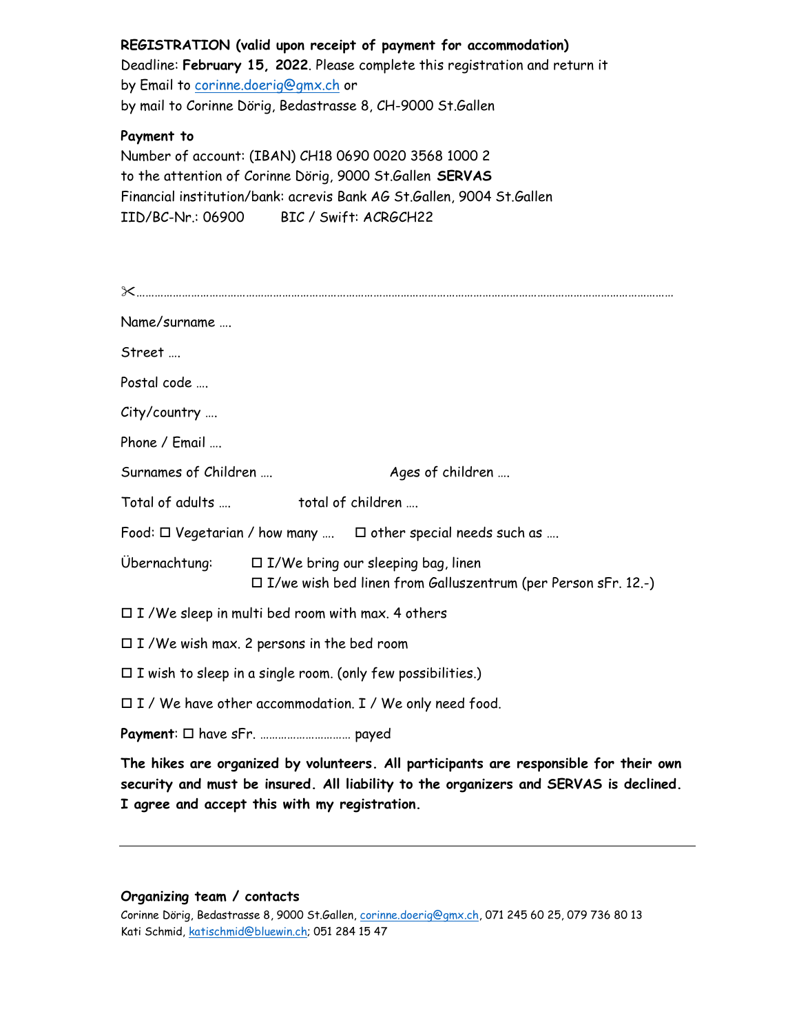**REGISTRATION (valid upon receipt of payment for accommodation)**

Deadline: **February 15, 2022**. Please complete this registration and return it by Email to corinne.doerig@gmx.ch or by mail to Corinne Dörig, Bedastrasse 8, CH-9000 St.Gallen

**Payment to**

Number of account: (IBAN) CH18 0690 0020 3568 1000 2
to the attention of Corinne Dörig, 9000 St.Gallen **SERVAS**
Financial institution/bank: acrevis Bank AG St.Gallen, 9004 St.Gallen
IID/BC-Nr.: 06900 BIC / Swift: ACRGCH22

✂…………………………………………………………………………………………………………………………………………

Name/surname ….

Street ….

Postal code ….

City/country ….

Phone / Email ….

Surnames of Children …. Ages of children ….

Total of adults …. total of children ….

Food: ☐ Vegetarian / how many …. ☐ other special needs such as ….

Übernachtung: ☐ I/We bring our sleeping bag, linen
☐ I/we wish bed linen from Galluszentrum (per Person sFr. 12.-)

☐ I /We sleep in multi bed room with max. 4 others

☐ I /We wish max. 2 persons in the bed room

☐ I wish to sleep in a single room. (only few possibilities.)

☐ I / We have other accommodation. I / We only need food.

**Payment**: ☐ have sFr. ………………………… payed

**The hikes are organized by volunteers. All participants are responsible for their own security and must be insured. All liability to the organizers and SERVAS is declined. I agree and accept this with my registration.**

---

**Organizing team / contacts**

Corinne Dörig, Bedastrasse 8, 9000 St.Gallen, corinne.doerig@gmx.ch, 071 245 60 25, 079 736 80 13
Kati Schmid, katischmid@bluewin.ch; 051 284 15 47